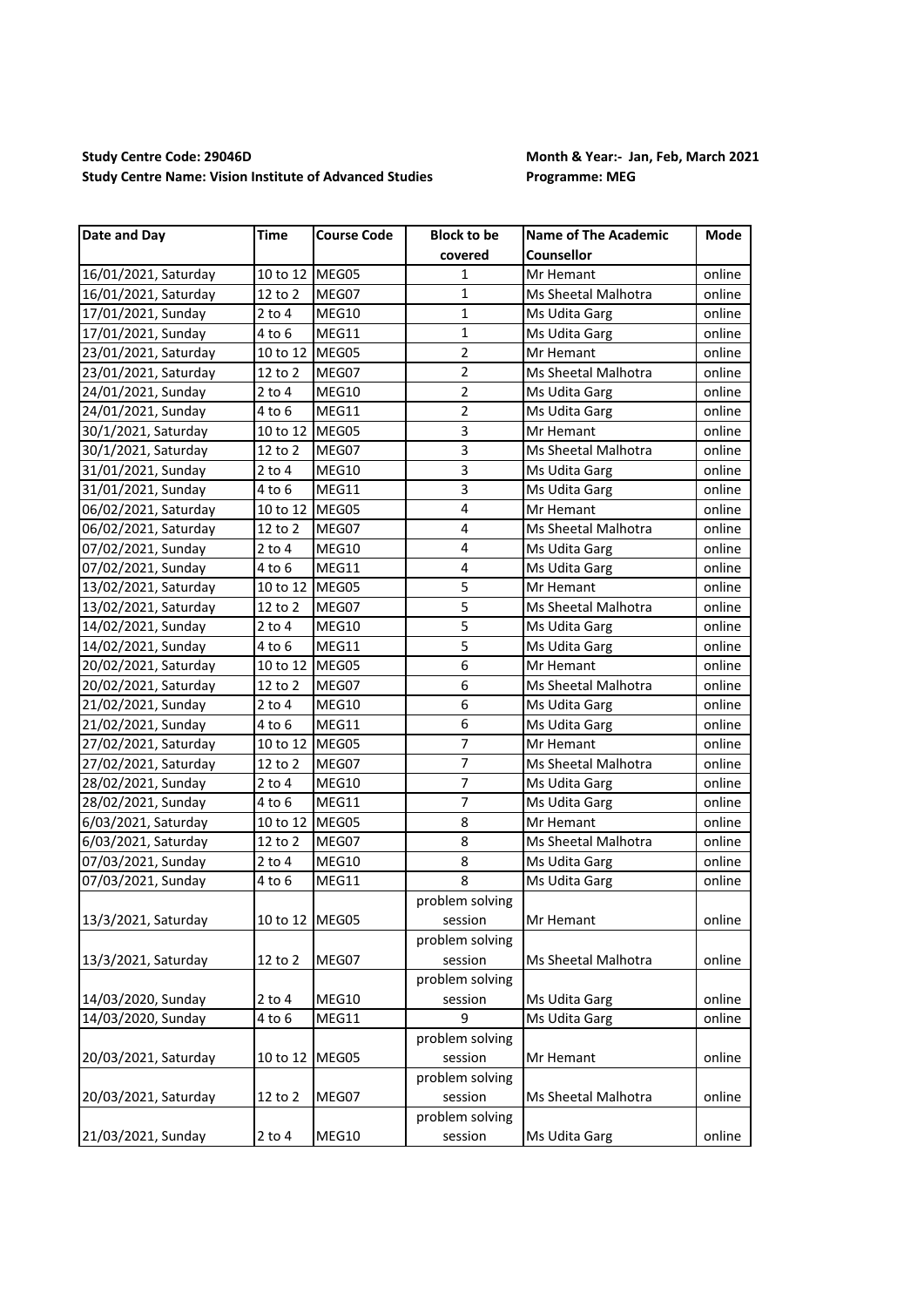**Study Centre Code: 29046D**
**Study Centre Name: Vision Institute of Advanced Studies**

**Month & Year:- Jan, Feb, March 2021**
**Programme: MEG**

| Date and Day | Time | Course Code | Block to be covered | Name of The Academic Counsellor | Mode |
|---|---|---|---|---|---|
| 16/01/2021, Saturday | 10 to 12 | MEG05 | 1 | Mr Hemant | online |
| 16/01/2021, Saturday | 12 to 2 | MEG07 | 1 | Ms Sheetal Malhotra | online |
| 17/01/2021, Sunday | 2 to 4 | MEG10 | 1 | Ms Udita Garg | online |
| 17/01/2021, Sunday | 4 to 6 | MEG11 | 1 | Ms Udita Garg | online |
| 23/01/2021, Saturday | 10 to 12 | MEG05 | 2 | Mr Hemant | online |
| 23/01/2021, Saturday | 12 to 2 | MEG07 | 2 | Ms Sheetal Malhotra | online |
| 24/01/2021, Sunday | 2 to 4 | MEG10 | 2 | Ms Udita Garg | online |
| 24/01/2021, Sunday | 4 to 6 | MEG11 | 2 | Ms Udita Garg | online |
| 30/1/2021, Saturday | 10 to 12 | MEG05 | 3 | Mr Hemant | online |
| 30/1/2021, Saturday | 12 to 2 | MEG07 | 3 | Ms Sheetal Malhotra | online |
| 31/01/2021, Sunday | 2 to 4 | MEG10 | 3 | Ms Udita Garg | online |
| 31/01/2021, Sunday | 4 to 6 | MEG11 | 3 | Ms Udita Garg | online |
| 06/02/2021, Saturday | 10 to 12 | MEG05 | 4 | Mr Hemant | online |
| 06/02/2021, Saturday | 12 to 2 | MEG07 | 4 | Ms Sheetal Malhotra | online |
| 07/02/2021, Sunday | 2 to 4 | MEG10 | 4 | Ms Udita Garg | online |
| 07/02/2021, Sunday | 4 to 6 | MEG11 | 4 | Ms Udita Garg | online |
| 13/02/2021, Saturday | 10 to 12 | MEG05 | 5 | Mr Hemant | online |
| 13/02/2021, Saturday | 12 to 2 | MEG07 | 5 | Ms Sheetal Malhotra | online |
| 14/02/2021, Sunday | 2 to 4 | MEG10 | 5 | Ms Udita Garg | online |
| 14/02/2021, Sunday | 4 to 6 | MEG11 | 5 | Ms Udita Garg | online |
| 20/02/2021, Saturday | 10 to 12 | MEG05 | 6 | Mr Hemant | online |
| 20/02/2021, Saturday | 12 to 2 | MEG07 | 6 | Ms Sheetal Malhotra | online |
| 21/02/2021, Sunday | 2 to 4 | MEG10 | 6 | Ms Udita Garg | online |
| 21/02/2021, Sunday | 4 to 6 | MEG11 | 6 | Ms Udita Garg | online |
| 27/02/2021, Saturday | 10 to 12 | MEG05 | 7 | Mr Hemant | online |
| 27/02/2021, Saturday | 12 to 2 | MEG07 | 7 | Ms Sheetal Malhotra | online |
| 28/02/2021, Sunday | 2 to 4 | MEG10 | 7 | Ms Udita Garg | online |
| 28/02/2021, Sunday | 4 to 6 | MEG11 | 7 | Ms Udita Garg | online |
| 6/03/2021, Saturday | 10 to 12 | MEG05 | 8 | Mr Hemant | online |
| 6/03/2021, Saturday | 12 to 2 | MEG07 | 8 | Ms Sheetal Malhotra | online |
| 07/03/2021, Sunday | 2 to 4 | MEG10 | 8 | Ms Udita Garg | online |
| 07/03/2021, Sunday | 4 to 6 | MEG11 | 8 | Ms Udita Garg | online |
| 13/3/2021, Saturday | 10 to 12 | MEG05 | problem solving session | Mr Hemant | online |
| 13/3/2021, Saturday | 12 to 2 | MEG07 | problem solving session | Ms Sheetal Malhotra | online |
| 14/03/2020, Sunday | 2 to 4 | MEG10 | problem solving session | Ms Udita Garg | online |
| 14/03/2020, Sunday | 4 to 6 | MEG11 | 9 | Ms Udita Garg | online |
| 20/03/2021, Saturday | 10 to 12 | MEG05 | problem solving session | Mr Hemant | online |
| 20/03/2021, Saturday | 12 to 2 | MEG07 | problem solving session | Ms Sheetal Malhotra | online |
| 21/03/2021, Sunday | 2 to 4 | MEG10 | problem solving session | Ms Udita Garg | online |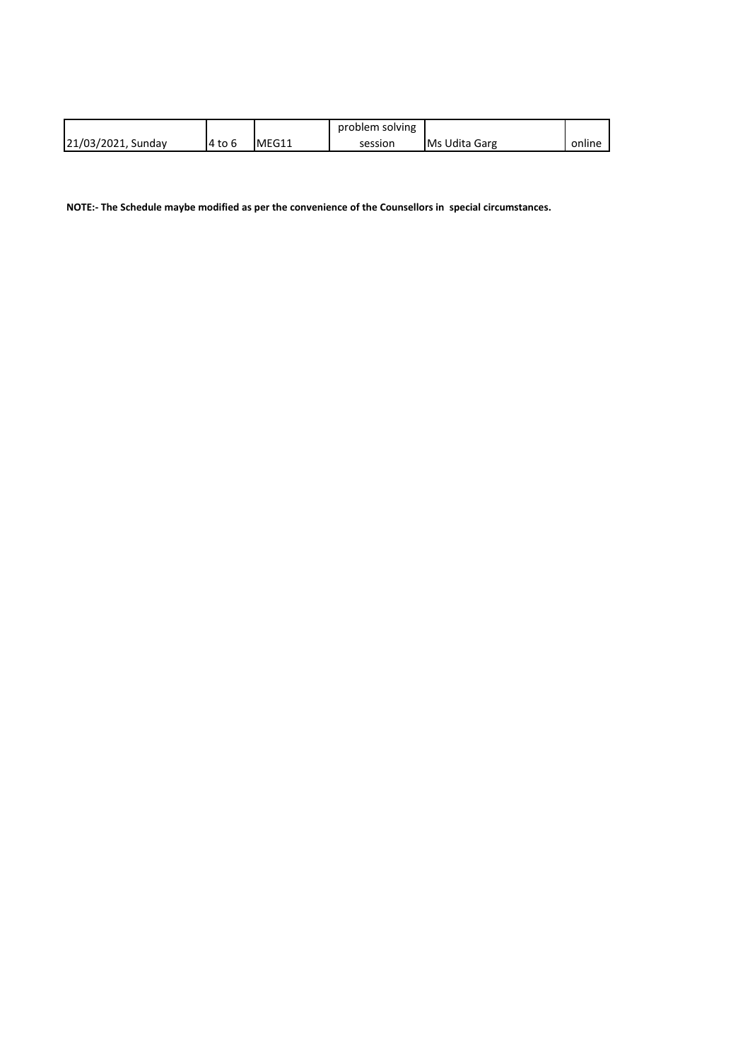| | | | | | |
|---|---|---|---|---|---|
| 21/03/2021, Sunday | 4 to 6 | MEG11 | problem solving session | Ms Udita Garg | online |

**NOTE:- The Schedule maybe modified as per the convenience of the Counsellors in special circumstances.**